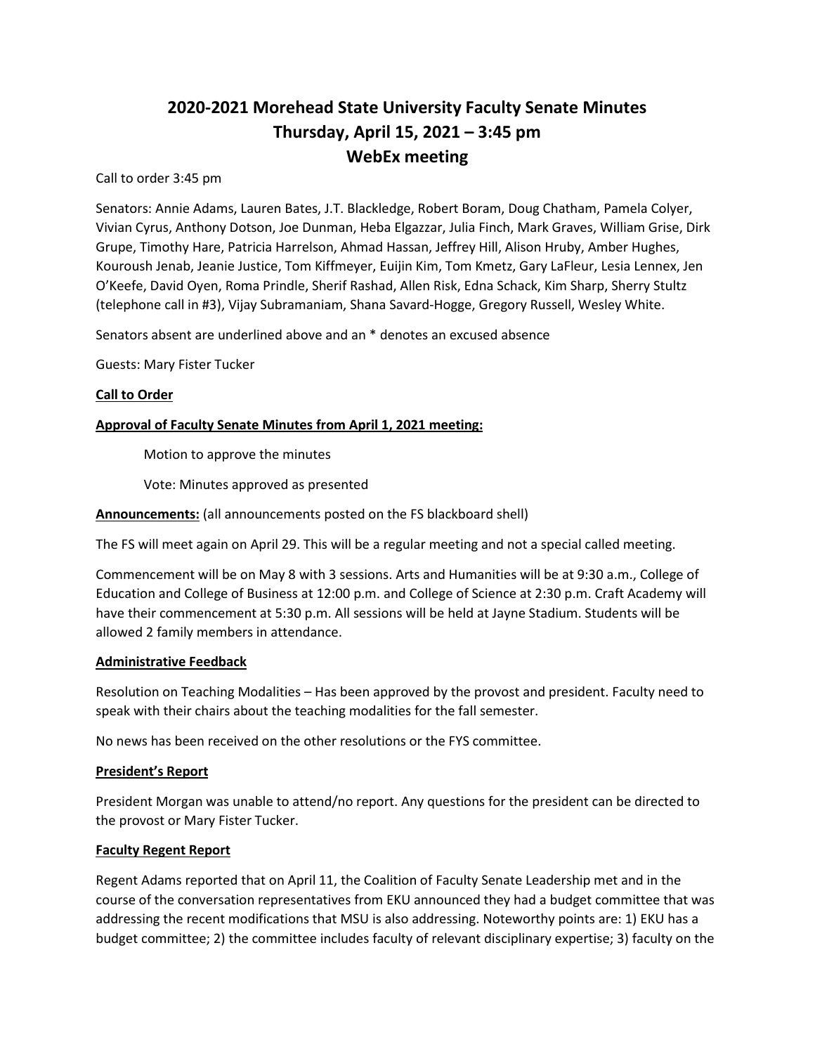# 2020-2021 Morehead State University Faculty Senate Minutes
## Thursday, April 15, 2021 – 3:45 pm
## WebEx meeting

Call to order 3:45 pm

Senators: Annie Adams, Lauren Bates, J.T. Blackledge, Robert Boram, Doug Chatham, Pamela Colyer, Vivian Cyrus, Anthony Dotson, Joe Dunman, Heba Elgazzar, Julia Finch, Mark Graves, William Grise, Dirk Grupe, Timothy Hare, Patricia Harrelson, Ahmad Hassan, Jeffrey Hill, Alison Hruby, Amber Hughes, Kouroush Jenab, Jeanie Justice, Tom Kiffmeyer, Euijin Kim, Tom Kmetz, Gary LaFleur, Lesia Lennex, Jen O'Keefe, David Oyen, Roma Prindle, Sherif Rashad, Allen Risk, Edna Schack, Kim Sharp, Sherry Stultz (telephone call in #3), Vijay Subramaniam, Shana Savard-Hogge, Gregory Russell, Wesley White.

Senators absent are underlined above and an * denotes an excused absence

Guests: Mary Fister Tucker

**Call to Order**

**Approval of Faculty Senate Minutes from April 1, 2021 meeting:**

Motion to approve the minutes

Vote: Minutes approved as presented

**Announcements:** (all announcements posted on the FS blackboard shell)

The FS will meet again on April 29. This will be a regular meeting and not a special called meeting.

Commencement will be on May 8 with 3 sessions. Arts and Humanities will be at 9:30 a.m., College of Education and College of Business at 12:00 p.m. and College of Science at 2:30 p.m. Craft Academy will have their commencement at 5:30 p.m. All sessions will be held at Jayne Stadium. Students will be allowed 2 family members in attendance.

**Administrative Feedback**

Resolution on Teaching Modalities – Has been approved by the provost and president. Faculty need to speak with their chairs about the teaching modalities for the fall semester.

No news has been received on the other resolutions or the FYS committee.

**President's Report**

President Morgan was unable to attend/no report. Any questions for the president can be directed to the provost or Mary Fister Tucker.

**Faculty Regent Report**

Regent Adams reported that on April 11, the Coalition of Faculty Senate Leadership met and in the course of the conversation representatives from EKU announced they had a budget committee that was addressing the recent modifications that MSU is also addressing. Noteworthy points are: 1) EKU has a budget committee; 2) the committee includes faculty of relevant disciplinary expertise; 3) faculty on the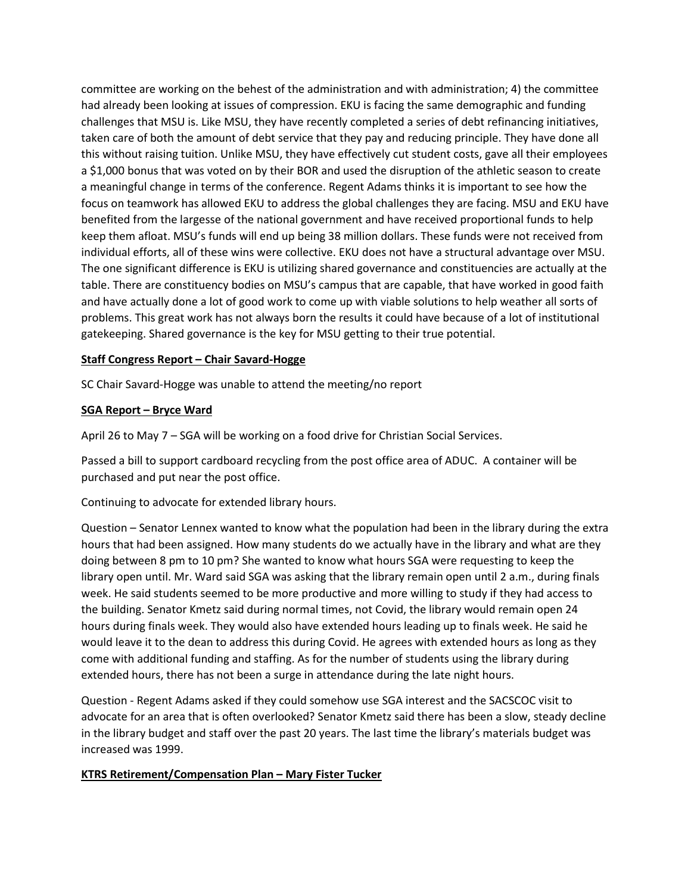committee are working on the behest of the administration and with administration; 4) the committee had already been looking at issues of compression. EKU is facing the same demographic and funding challenges that MSU is. Like MSU, they have recently completed a series of debt refinancing initiatives, taken care of both the amount of debt service that they pay and reducing principle. They have done all this without raising tuition. Unlike MSU, they have effectively cut student costs, gave all their employees a $1,000 bonus that was voted on by their BOR and used the disruption of the athletic season to create a meaningful change in terms of the conference. Regent Adams thinks it is important to see how the focus on teamwork has allowed EKU to address the global challenges they are facing. MSU and EKU have benefited from the largesse of the national government and have received proportional funds to help keep them afloat. MSU's funds will end up being 38 million dollars. These funds were not received from individual efforts, all of these wins were collective. EKU does not have a structural advantage over MSU. The one significant difference is EKU is utilizing shared governance and constituencies are actually at the table. There are constituency bodies on MSU's campus that are capable, that have worked in good faith and have actually done a lot of good work to come up with viable solutions to help weather all sorts of problems. This great work has not always born the results it could have because of a lot of institutional gatekeeping. Shared governance is the key for MSU getting to their true potential.

**Staff Congress Report – Chair Savard-Hogge**

SC Chair Savard-Hogge was unable to attend the meeting/no report

**SGA Report – Bryce Ward**

April 26 to May 7 – SGA will be working on a food drive for Christian Social Services.

Passed a bill to support cardboard recycling from the post office area of ADUC. A container will be purchased and put near the post office.

Continuing to advocate for extended library hours.

Question – Senator Lennex wanted to know what the population had been in the library during the extra hours that had been assigned. How many students do we actually have in the library and what are they doing between 8 pm to 10 pm? She wanted to know what hours SGA were requesting to keep the library open until. Mr. Ward said SGA was asking that the library remain open until 2 a.m., during finals week. He said students seemed to be more productive and more willing to study if they had access to the building. Senator Kmetz said during normal times, not Covid, the library would remain open 24 hours during finals week. They would also have extended hours leading up to finals week. He said he would leave it to the dean to address this during Covid. He agrees with extended hours as long as they come with additional funding and staffing. As for the number of students using the library during extended hours, there has not been a surge in attendance during the late night hours.

Question - Regent Adams asked if they could somehow use SGA interest and the SACSCOC visit to advocate for an area that is often overlooked? Senator Kmetz said there has been a slow, steady decline in the library budget and staff over the past 20 years. The last time the library's materials budget was increased was 1999.

**KTRS Retirement/Compensation Plan – Mary Fister Tucker**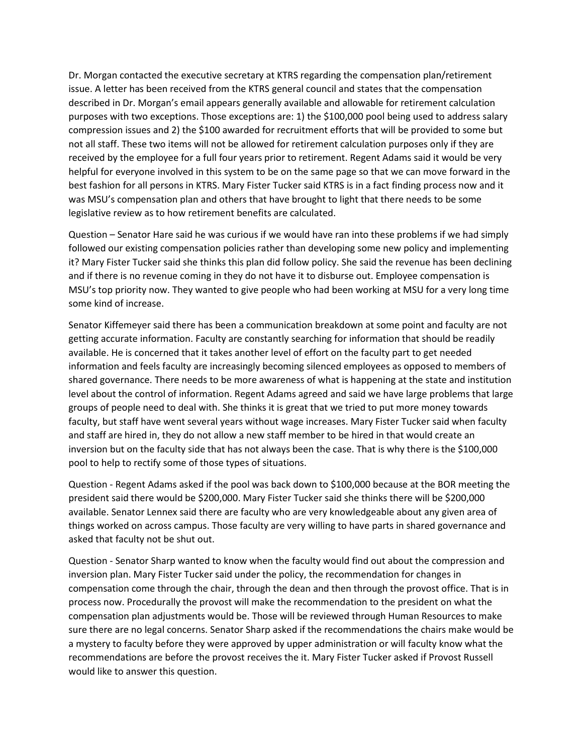Dr. Morgan contacted the executive secretary at KTRS regarding the compensation plan/retirement issue. A letter has been received from the KTRS general council and states that the compensation described in Dr. Morgan's email appears generally available and allowable for retirement calculation purposes with two exceptions. Those exceptions are: 1) the $100,000 pool being used to address salary compression issues and 2) the $100 awarded for recruitment efforts that will be provided to some but not all staff. These two items will not be allowed for retirement calculation purposes only if they are received by the employee for a full four years prior to retirement. Regent Adams said it would be very helpful for everyone involved in this system to be on the same page so that we can move forward in the best fashion for all persons in KTRS. Mary Fister Tucker said KTRS is in a fact finding process now and it was MSU's compensation plan and others that have brought to light that there needs to be some legislative review as to how retirement benefits are calculated.

Question – Senator Hare said he was curious if we would have ran into these problems if we had simply followed our existing compensation policies rather than developing some new policy and implementing it? Mary Fister Tucker said she thinks this plan did follow policy. She said the revenue has been declining and if there is no revenue coming in they do not have it to disburse out. Employee compensation is MSU's top priority now. They wanted to give people who had been working at MSU for a very long time some kind of increase.

Senator Kiffemeyer said there has been a communication breakdown at some point and faculty are not getting accurate information. Faculty are constantly searching for information that should be readily available. He is concerned that it takes another level of effort on the faculty part to get needed information and feels faculty are increasingly becoming silenced employees as opposed to members of shared governance. There needs to be more awareness of what is happening at the state and institution level about the control of information. Regent Adams agreed and said we have large problems that large groups of people need to deal with. She thinks it is great that we tried to put more money towards faculty, but staff have went several years without wage increases. Mary Fister Tucker said when faculty and staff are hired in, they do not allow a new staff member to be hired in that would create an inversion but on the faculty side that has not always been the case. That is why there is the $100,000 pool to help to rectify some of those types of situations.

Question - Regent Adams asked if the pool was back down to $100,000 because at the BOR meeting the president said there would be $200,000. Mary Fister Tucker said she thinks there will be $200,000 available. Senator Lennex said there are faculty who are very knowledgeable about any given area of things worked on across campus. Those faculty are very willing to have parts in shared governance and asked that faculty not be shut out.

Question - Senator Sharp wanted to know when the faculty would find out about the compression and inversion plan. Mary Fister Tucker said under the policy, the recommendation for changes in compensation come through the chair, through the dean and then through the provost office. That is in process now. Procedurally the provost will make the recommendation to the president on what the compensation plan adjustments would be. Those will be reviewed through Human Resources to make sure there are no legal concerns. Senator Sharp asked if the recommendations the chairs make would be a mystery to faculty before they were approved by upper administration or will faculty know what the recommendations are before the provost receives the it. Mary Fister Tucker asked if Provost Russell would like to answer this question.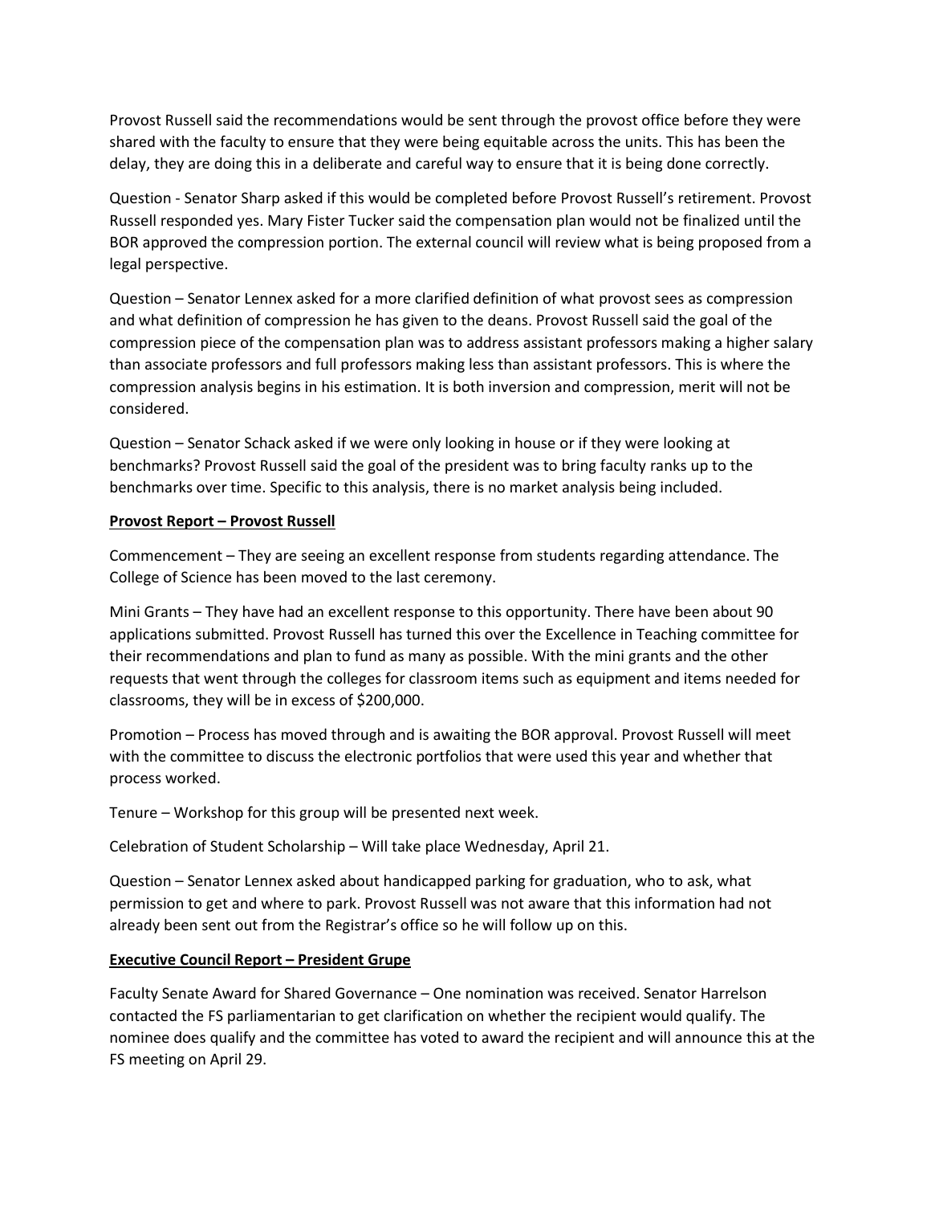Provost Russell said the recommendations would be sent through the provost office before they were shared with the faculty to ensure that they were being equitable across the units. This has been the delay, they are doing this in a deliberate and careful way to ensure that it is being done correctly.

Question - Senator Sharp asked if this would be completed before Provost Russell's retirement. Provost Russell responded yes. Mary Fister Tucker said the compensation plan would not be finalized until the BOR approved the compression portion. The external council will review what is being proposed from a legal perspective.

Question – Senator Lennex asked for a more clarified definition of what provost sees as compression and what definition of compression he has given to the deans. Provost Russell said the goal of the compression piece of the compensation plan was to address assistant professors making a higher salary than associate professors and full professors making less than assistant professors. This is where the compression analysis begins in his estimation. It is both inversion and compression, merit will not be considered.

Question – Senator Schack asked if we were only looking in house or if they were looking at benchmarks? Provost Russell said the goal of the president was to bring faculty ranks up to the benchmarks over time. Specific to this analysis, there is no market analysis being included.

**Provost Report – Provost Russell**

Commencement – They are seeing an excellent response from students regarding attendance. The College of Science has been moved to the last ceremony.

Mini Grants – They have had an excellent response to this opportunity. There have been about 90 applications submitted. Provost Russell has turned this over the Excellence in Teaching committee for their recommendations and plan to fund as many as possible. With the mini grants and the other requests that went through the colleges for classroom items such as equipment and items needed for classrooms, they will be in excess of $200,000.

Promotion – Process has moved through and is awaiting the BOR approval. Provost Russell will meet with the committee to discuss the electronic portfolios that were used this year and whether that process worked.

Tenure – Workshop for this group will be presented next week.

Celebration of Student Scholarship – Will take place Wednesday, April 21.

Question – Senator Lennex asked about handicapped parking for graduation, who to ask, what permission to get and where to park. Provost Russell was not aware that this information had not already been sent out from the Registrar's office so he will follow up on this.

**Executive Council Report – President Grupe**

Faculty Senate Award for Shared Governance – One nomination was received. Senator Harrelson contacted the FS parliamentarian to get clarification on whether the recipient would qualify. The nominee does qualify and the committee has voted to award the recipient and will announce this at the FS meeting on April 29.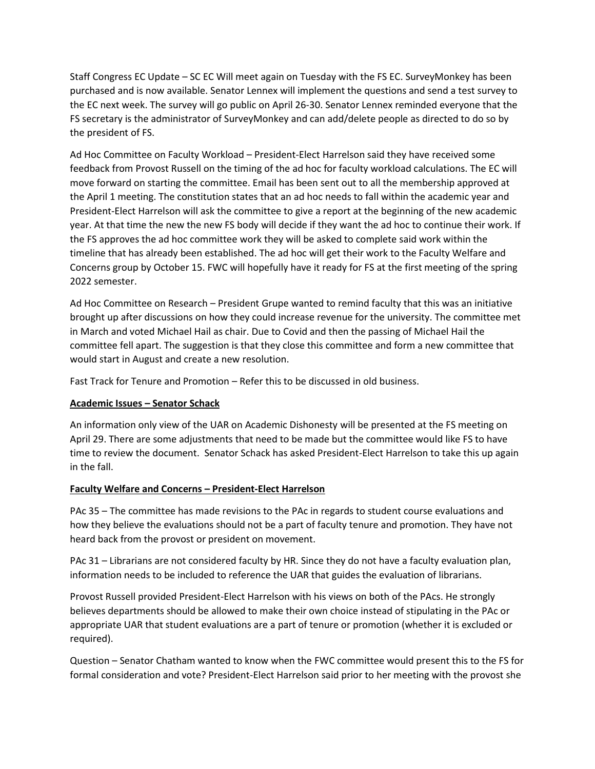Staff Congress EC Update – SC EC Will meet again on Tuesday with the FS EC. SurveyMonkey has been purchased and is now available. Senator Lennex will implement the questions and send a test survey to the EC next week. The survey will go public on April 26-30. Senator Lennex reminded everyone that the FS secretary is the administrator of SurveyMonkey and can add/delete people as directed to do so by the president of FS.

Ad Hoc Committee on Faculty Workload – President-Elect Harrelson said they have received some feedback from Provost Russell on the timing of the ad hoc for faculty workload calculations. The EC will move forward on starting the committee. Email has been sent out to all the membership approved at the April 1 meeting. The constitution states that an ad hoc needs to fall within the academic year and President-Elect Harrelson will ask the committee to give a report at the beginning of the new academic year. At that time the new the new FS body will decide if they want the ad hoc to continue their work. If the FS approves the ad hoc committee work they will be asked to complete said work within the timeline that has already been established. The ad hoc will get their work to the Faculty Welfare and Concerns group by October 15. FWC will hopefully have it ready for FS at the first meeting of the spring 2022 semester.

Ad Hoc Committee on Research – President Grupe wanted to remind faculty that this was an initiative brought up after discussions on how they could increase revenue for the university. The committee met in March and voted Michael Hail as chair. Due to Covid and then the passing of Michael Hail the committee fell apart. The suggestion is that they close this committee and form a new committee that would start in August and create a new resolution.

Fast Track for Tenure and Promotion – Refer this to be discussed in old business.

**Academic Issues – Senator Schack**

An information only view of the UAR on Academic Dishonesty will be presented at the FS meeting on April 29. There are some adjustments that need to be made but the committee would like FS to have time to review the document. Senator Schack has asked President-Elect Harrelson to take this up again in the fall.

**Faculty Welfare and Concerns – President-Elect Harrelson**

PAc 35 – The committee has made revisions to the PAc in regards to student course evaluations and how they believe the evaluations should not be a part of faculty tenure and promotion. They have not heard back from the provost or president on movement.

PAc 31 – Librarians are not considered faculty by HR. Since they do not have a faculty evaluation plan, information needs to be included to reference the UAR that guides the evaluation of librarians.

Provost Russell provided President-Elect Harrelson with his views on both of the PAcs. He strongly believes departments should be allowed to make their own choice instead of stipulating in the PAc or appropriate UAR that student evaluations are a part of tenure or promotion (whether it is excluded or required).

Question – Senator Chatham wanted to know when the FWC committee would present this to the FS for formal consideration and vote? President-Elect Harrelson said prior to her meeting with the provost she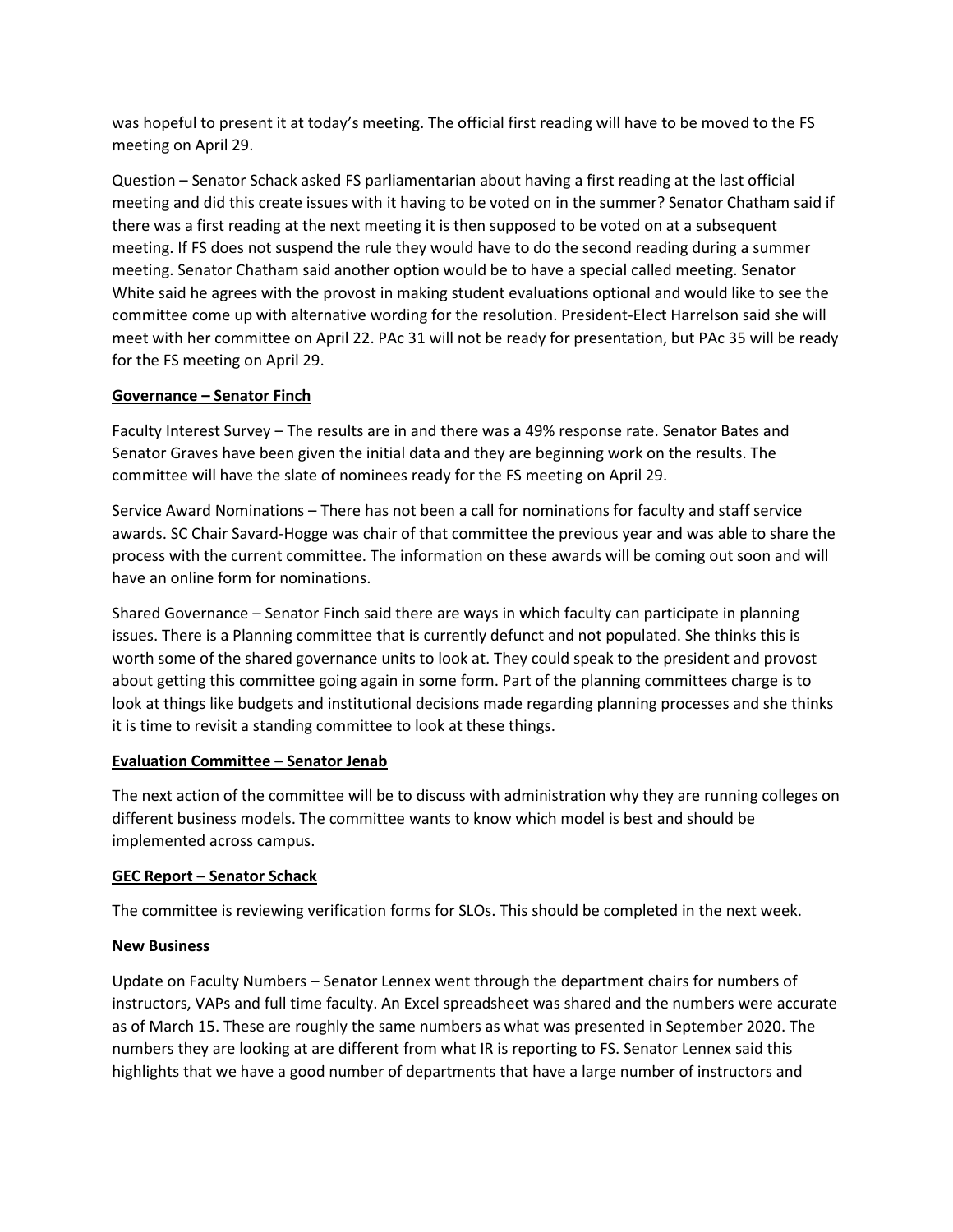was hopeful to present it at today's meeting. The official first reading will have to be moved to the FS meeting on April 29.

Question – Senator Schack asked FS parliamentarian about having a first reading at the last official meeting and did this create issues with it having to be voted on in the summer? Senator Chatham said if there was a first reading at the next meeting it is then supposed to be voted on at a subsequent meeting. If FS does not suspend the rule they would have to do the second reading during a summer meeting. Senator Chatham said another option would be to have a special called meeting. Senator White said he agrees with the provost in making student evaluations optional and would like to see the committee come up with alternative wording for the resolution. President-Elect Harrelson said she will meet with her committee on April 22. PAc 31 will not be ready for presentation, but PAc 35 will be ready for the FS meeting on April 29.

**Governance – Senator Finch**

Faculty Interest Survey – The results are in and there was a 49% response rate. Senator Bates and Senator Graves have been given the initial data and they are beginning work on the results. The committee will have the slate of nominees ready for the FS meeting on April 29.

Service Award Nominations – There has not been a call for nominations for faculty and staff service awards. SC Chair Savard-Hogge was chair of that committee the previous year and was able to share the process with the current committee. The information on these awards will be coming out soon and will have an online form for nominations.

Shared Governance – Senator Finch said there are ways in which faculty can participate in planning issues. There is a Planning committee that is currently defunct and not populated. She thinks this is worth some of the shared governance units to look at. They could speak to the president and provost about getting this committee going again in some form. Part of the planning committees charge is to look at things like budgets and institutional decisions made regarding planning processes and she thinks it is time to revisit a standing committee to look at these things.

**Evaluation Committee – Senator Jenab**

The next action of the committee will be to discuss with administration why they are running colleges on different business models. The committee wants to know which model is best and should be implemented across campus.

**GEC Report – Senator Schack**

The committee is reviewing verification forms for SLOs. This should be completed in the next week.

**New Business**

Update on Faculty Numbers – Senator Lennex went through the department chairs for numbers of instructors, VAPs and full time faculty. An Excel spreadsheet was shared and the numbers were accurate as of March 15. These are roughly the same numbers as what was presented in September 2020. The numbers they are looking at are different from what IR is reporting to FS. Senator Lennex said this highlights that we have a good number of departments that have a large number of instructors and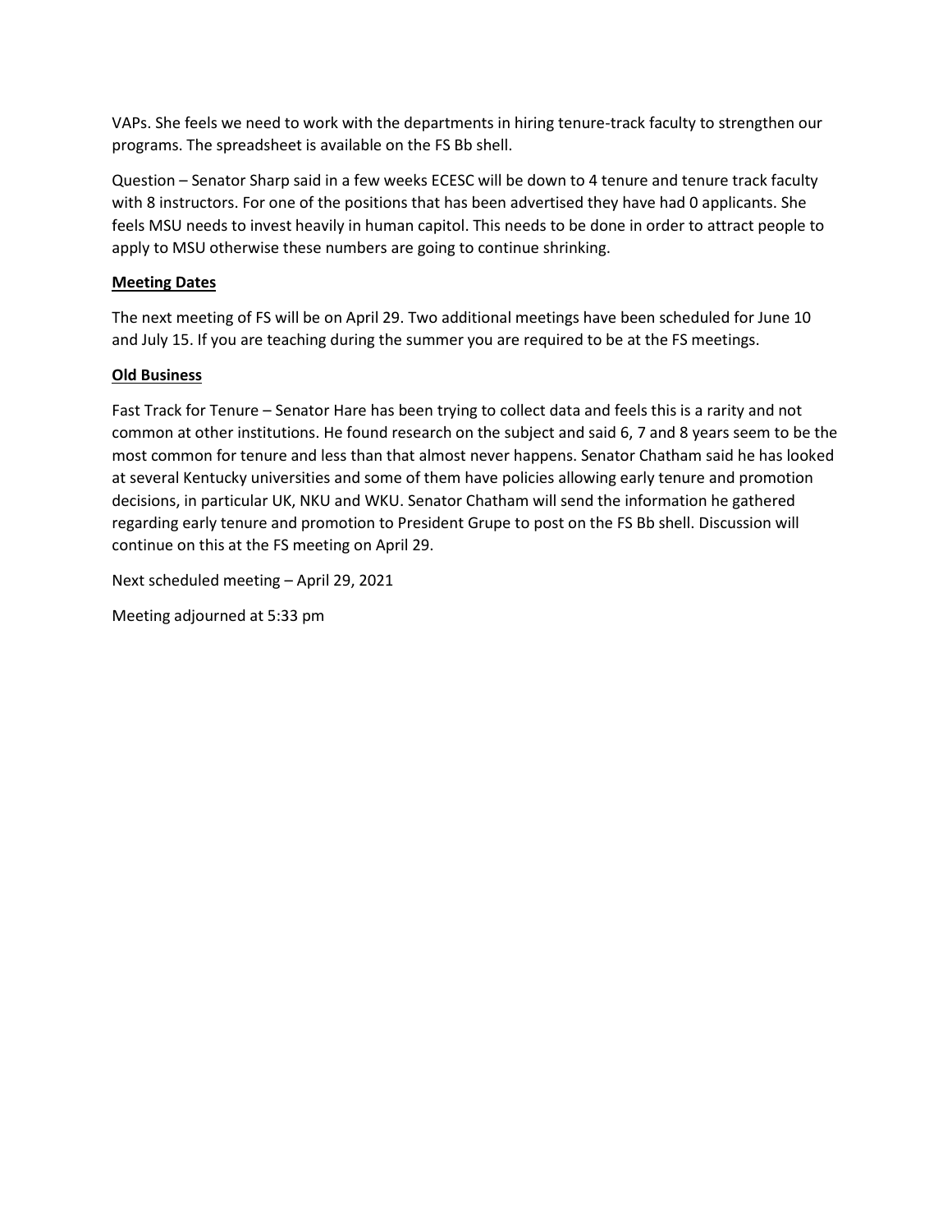VAPs. She feels we need to work with the departments in hiring tenure-track faculty to strengthen our programs. The spreadsheet is available on the FS Bb shell.

Question – Senator Sharp said in a few weeks ECESC will be down to 4 tenure and tenure track faculty with 8 instructors. For one of the positions that has been advertised they have had 0 applicants. She feels MSU needs to invest heavily in human capitol. This needs to be done in order to attract people to apply to MSU otherwise these numbers are going to continue shrinking.

**Meeting Dates**

The next meeting of FS will be on April 29. Two additional meetings have been scheduled for June 10 and July 15. If you are teaching during the summer you are required to be at the FS meetings.

**Old Business**

Fast Track for Tenure – Senator Hare has been trying to collect data and feels this is a rarity and not common at other institutions. He found research on the subject and said 6, 7 and 8 years seem to be the most common for tenure and less than that almost never happens. Senator Chatham said he has looked at several Kentucky universities and some of them have policies allowing early tenure and promotion decisions, in particular UK, NKU and WKU. Senator Chatham will send the information he gathered regarding early tenure and promotion to President Grupe to post on the FS Bb shell. Discussion will continue on this at the FS meeting on April 29.

Next scheduled meeting – April 29, 2021

Meeting adjourned at 5:33 pm